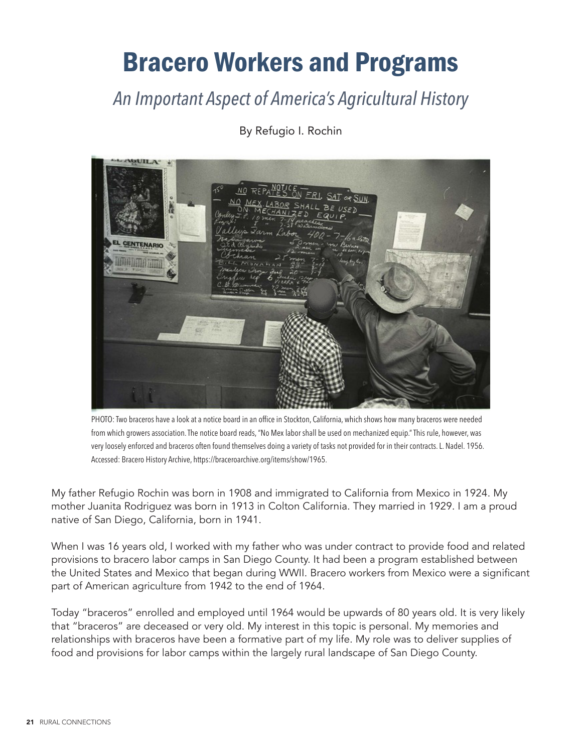# Bracero Workers and Programs

## *An Important Aspect of America's Agricultural History*

By Refugio I. Rochin

PHOTO: Two braceros have a look at a notice board in an office in Stockton, California, which shows how many braceros were needed from which growers association. The notice board reads, "No Mex labor shall be used on mechanized equip." This rule, however, was very loosely enforced and braceros often found themselves doing a variety of tasks not provided for in their contracts. L. Nadel. 1956. Accessed: Bracero History Archive, https://braceroarchive.org/items/show/1965.

My father Refugio Rochin was born in 1908 and immigrated to California from Mexico in 1924. My mother Juanita Rodriguez was born in 1913 in Colton California. They married in 1929. I am a proud native of San Diego, California, born in 1941.

When I was 16 years old, I worked with my father who was under contract to provide food and related provisions to bracero labor camps in San Diego County. It had been a program established between the United States and Mexico that began during WWII. Bracero workers from Mexico were a significant part of American agriculture from 1942 to the end of 1964.

Today "braceros" enrolled and employed until 1964 would be upwards of 80 years old. It is very likely that "braceros" are deceased or very old. My interest in this topic is personal. My memories and relationships with braceros have been a formative part of my life. My role was to deliver supplies of food and provisions for labor camps within the largely rural landscape of San Diego County.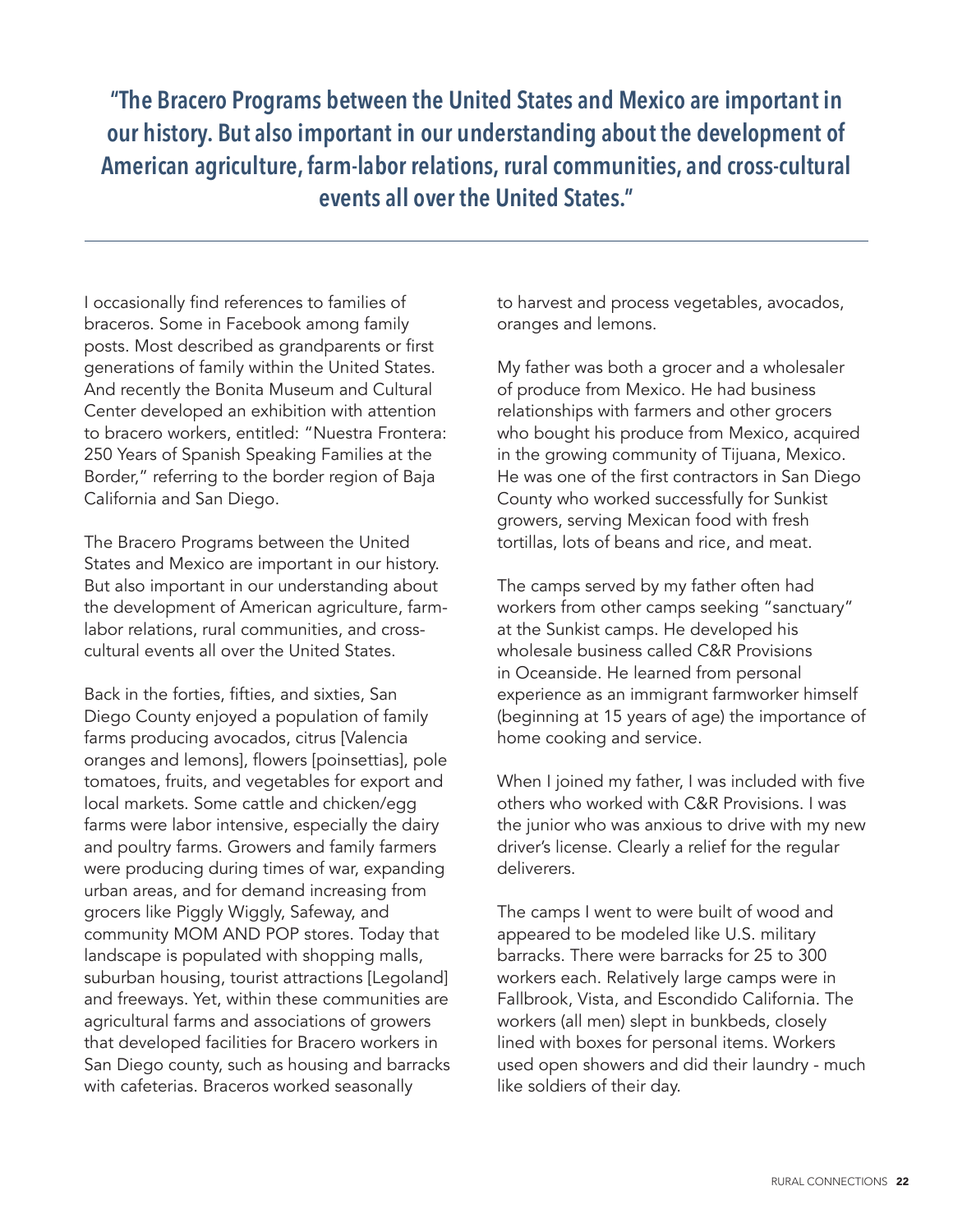> **"The Bracero Programs between the United States and Mexico are important in our history. But also important in our understanding about the development of American agriculture, farm-labor relations, rural communities, and cross-cultural events all over the United States."**

---

I occasionally find references to families of braceros. Some in Facebook among family posts. Most described as grandparents or first generations of family within the United States. And recently the Bonita Museum and Cultural Center developed an exhibition with attention to bracero workers, entitled: "Nuestra Frontera: 250 Years of Spanish Speaking Families at the Border," referring to the border region of Baja California and San Diego.

The Bracero Programs between the United States and Mexico are important in our history. But also important in our understanding about the development of American agriculture, farm-labor relations, rural communities, and cross-cultural events all over the United States.

Back in the forties, fifties, and sixties, San Diego County enjoyed a population of family farms producing avocados, citrus [Valencia oranges and lemons], flowers [poinsettias], pole tomatoes, fruits, and vegetables for export and local markets. Some cattle and chicken/egg farms were labor intensive, especially the dairy and poultry farms. Growers and family farmers were producing during times of war, expanding urban areas, and for demand increasing from grocers like Piggly Wiggly, Safeway, and community MOM AND POP stores. Today that landscape is populated with shopping malls, suburban housing, tourist attractions [Legoland] and freeways. Yet, within these communities are agricultural farms and associations of growers that developed facilities for Bracero workers in San Diego county, such as housing and barracks with cafeterias. Braceros worked seasonally to harvest and process vegetables, avocados, oranges and lemons.

My father was both a grocer and a wholesaler of produce from Mexico. He had business relationships with farmers and other grocers who bought his produce from Mexico, acquired in the growing community of Tijuana, Mexico. He was one of the first contractors in San Diego County who worked successfully for Sunkist growers, serving Mexican food with fresh tortillas, lots of beans and rice, and meat.

The camps served by my father often had workers from other camps seeking "sanctuary" at the Sunkist camps. He developed his wholesale business called C&R Provisions in Oceanside. He learned from personal experience as an immigrant farmworker himself (beginning at 15 years of age) the importance of home cooking and service.

When I joined my father, I was included with five others who worked with C&R Provisions. I was the junior who was anxious to drive with my new driver's license. Clearly a relief for the regular deliverers.

The camps I went to were built of wood and appeared to be modeled like U.S. military barracks. There were barracks for 25 to 300 workers each. Relatively large camps were in Fallbrook, Vista, and Escondido California. The workers (all men) slept in bunkbeds, closely lined with boxes for personal items. Workers used open showers and did their laundry - much like soldiers of their day.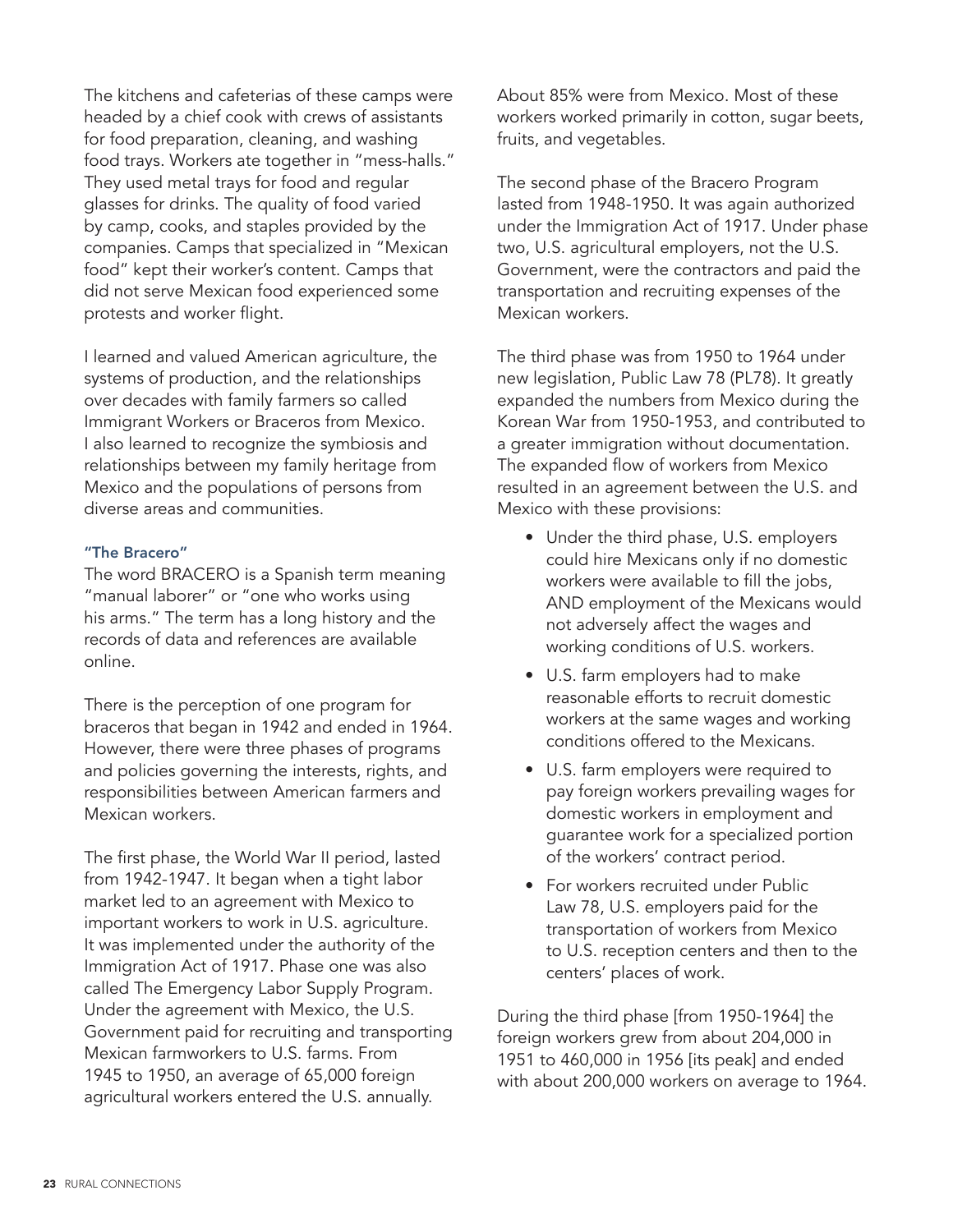The kitchens and cafeterias of these camps were headed by a chief cook with crews of assistants for food preparation, cleaning, and washing food trays. Workers ate together in "mess-halls." They used metal trays for food and regular glasses for drinks. The quality of food varied by camp, cooks, and staples provided by the companies. Camps that specialized in "Mexican food" kept their worker's content. Camps that did not serve Mexican food experienced some protests and worker flight.

I learned and valued American agriculture, the systems of production, and the relationships over decades with family farmers so called Immigrant Workers or Braceros from Mexico. I also learned to recognize the symbiosis and relationships between my family heritage from Mexico and the populations of persons from diverse areas and communities.

### "The Bracero"

The word BRACERO is a Spanish term meaning "manual laborer" or "one who works using his arms." The term has a long history and the records of data and references are available online.

There is the perception of one program for braceros that began in 1942 and ended in 1964. However, there were three phases of programs and policies governing the interests, rights, and responsibilities between American farmers and Mexican workers.

The first phase, the World War II period, lasted from 1942-1947. It began when a tight labor market led to an agreement with Mexico to important workers to work in U.S. agriculture. It was implemented under the authority of the Immigration Act of 1917. Phase one was also called The Emergency Labor Supply Program. Under the agreement with Mexico, the U.S. Government paid for recruiting and transporting Mexican farmworkers to U.S. farms. From 1945 to 1950, an average of 65,000 foreign agricultural workers entered the U.S. annually. About 85% were from Mexico. Most of these workers worked primarily in cotton, sugar beets, fruits, and vegetables.

The second phase of the Bracero Program lasted from 1948-1950. It was again authorized under the Immigration Act of 1917. Under phase two, U.S. agricultural employers, not the U.S. Government, were the contractors and paid the transportation and recruiting expenses of the Mexican workers.

The third phase was from 1950 to 1964 under new legislation, Public Law 78 (PL78). It greatly expanded the numbers from Mexico during the Korean War from 1950-1953, and contributed to a greater immigration without documentation. The expanded flow of workers from Mexico resulted in an agreement between the U.S. and Mexico with these provisions:

- Under the third phase, U.S. employers could hire Mexicans only if no domestic workers were available to fill the jobs, AND employment of the Mexicans would not adversely affect the wages and working conditions of U.S. workers.
- U.S. farm employers had to make reasonable efforts to recruit domestic workers at the same wages and working conditions offered to the Mexicans.
- U.S. farm employers were required to pay foreign workers prevailing wages for domestic workers in employment and guarantee work for a specialized portion of the workers' contract period.
- For workers recruited under Public Law 78, U.S. employers paid for the transportation of workers from Mexico to U.S. reception centers and then to the centers' places of work.

During the third phase [from 1950-1964] the foreign workers grew from about 204,000 in 1951 to 460,000 in 1956 [its peak] and ended with about 200,000 workers on average to 1964.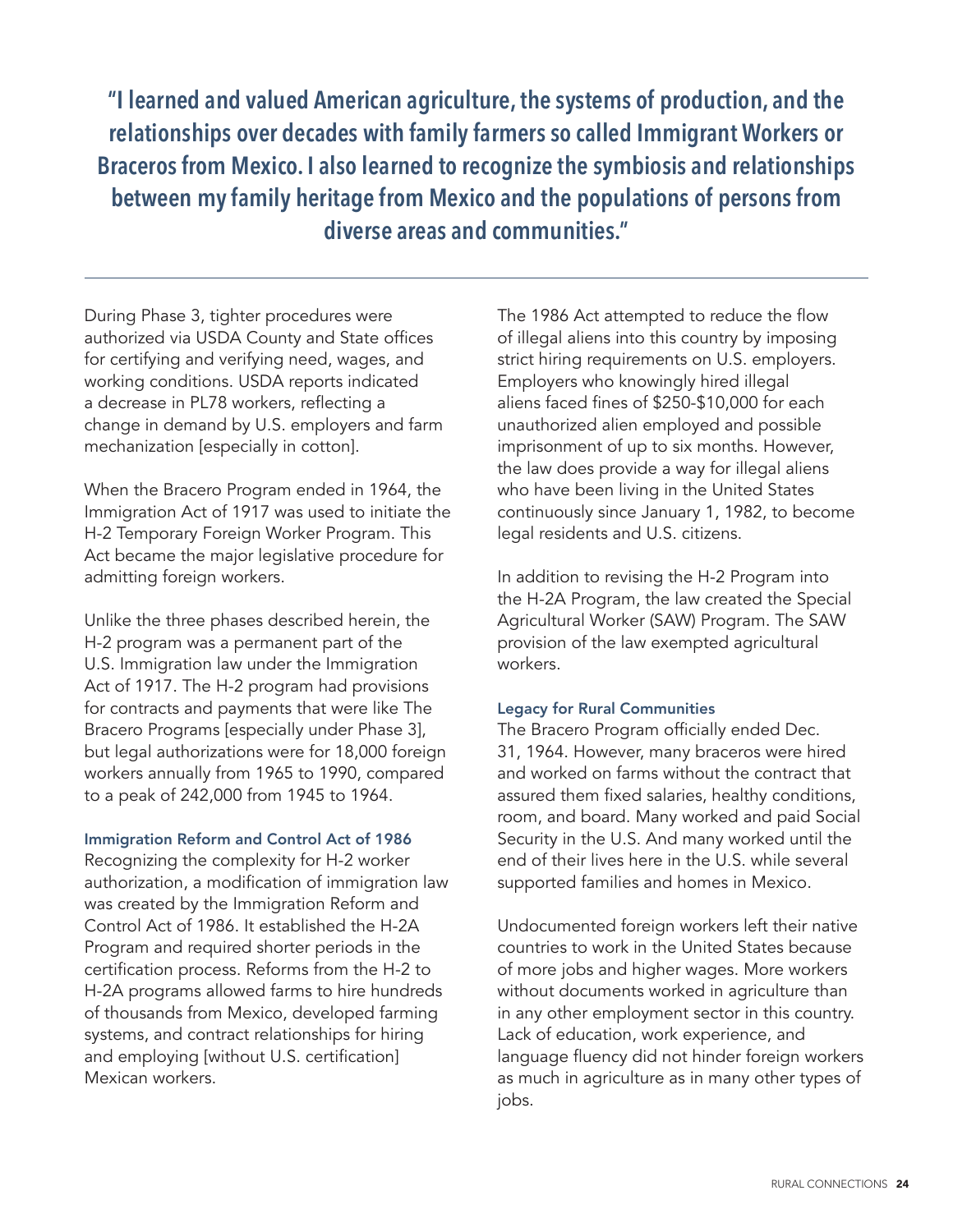**"I learned and valued American agriculture, the systems of production, and the relationships over decades with family farmers so called Immigrant Workers or Braceros from Mexico. I also learned to recognize the symbiosis and relationships between my family heritage from Mexico and the populations of persons from diverse areas and communities."**

---

During Phase 3, tighter procedures were authorized via USDA County and State offices for certifying and verifying need, wages, and working conditions. USDA reports indicated a decrease in PL78 workers, reflecting a change in demand by U.S. employers and farm mechanization [especially in cotton].

When the Bracero Program ended in 1964, the Immigration Act of 1917 was used to initiate the H-2 Temporary Foreign Worker Program. This Act became the major legislative procedure for admitting foreign workers.

Unlike the three phases described herein, the H-2 program was a permanent part of the U.S. Immigration law under the Immigration Act of 1917. The H-2 program had provisions for contracts and payments that were like The Bracero Programs [especially under Phase 3], but legal authorizations were for 18,000 foreign workers annually from 1965 to 1990, compared to a peak of 242,000 from 1945 to 1964.

### Immigration Reform and Control Act of 1986

Recognizing the complexity for H-2 worker authorization, a modification of immigration law was created by the Immigration Reform and Control Act of 1986. It established the H-2A Program and required shorter periods in the certification process. Reforms from the H-2 to H-2A programs allowed farms to hire hundreds of thousands from Mexico, developed farming systems, and contract relationships for hiring and employing [without U.S. certification] Mexican workers.

The 1986 Act attempted to reduce the flow of illegal aliens into this country by imposing strict hiring requirements on U.S. employers. Employers who knowingly hired illegal aliens faced fines of $250-$10,000 for each unauthorized alien employed and possible imprisonment of up to six months. However, the law does provide a way for illegal aliens who have been living in the United States continuously since January 1, 1982, to become legal residents and U.S. citizens.

In addition to revising the H-2 Program into the H-2A Program, the law created the Special Agricultural Worker (SAW) Program. The SAW provision of the law exempted agricultural workers.

### Legacy for Rural Communities

The Bracero Program officially ended Dec. 31, 1964. However, many braceros were hired and worked on farms without the contract that assured them fixed salaries, healthy conditions, room, and board. Many worked and paid Social Security in the U.S. And many worked until the end of their lives here in the U.S. while several supported families and homes in Mexico.

Undocumented foreign workers left their native countries to work in the United States because of more jobs and higher wages. More workers without documents worked in agriculture than in any other employment sector in this country. Lack of education, work experience, and language fluency did not hinder foreign workers as much in agriculture as in many other types of jobs.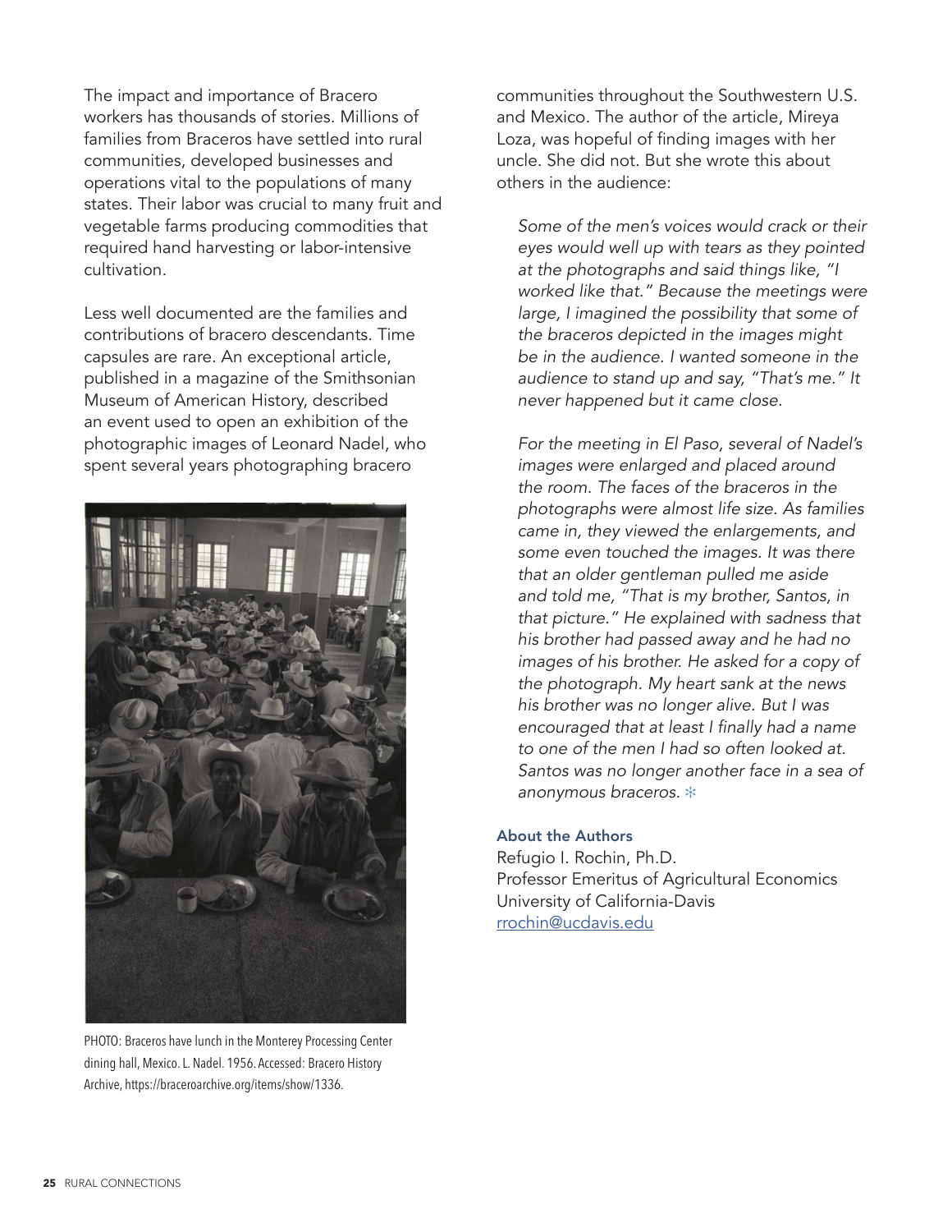The impact and importance of Bracero workers has thousands of stories. Millions of families from Braceros have settled into rural communities, developed businesses and operations vital to the populations of many states. Their labor was crucial to many fruit and vegetable farms producing commodities that required hand harvesting or labor-intensive cultivation.

Less well documented are the families and contributions of bracero descendants. Time capsules are rare. An exceptional article, published in a magazine of the Smithsonian Museum of American History, described an event used to open an exhibition of the photographic images of Leonard Nadel, who spent several years photographing bracero communities throughout the Southwestern U.S. and Mexico. The author of the article, Mireya Loza, was hopeful of finding images with her uncle. She did not. But she wrote this about others in the audience:

> *Some of the men's voices would crack or their eyes would well up with tears as they pointed at the photographs and said things like, "I worked like that." Because the meetings were large, I imagined the possibility that some of the braceros depicted in the images might be in the audience. I wanted someone in the audience to stand up and say, "That's me." It never happened but it came close.*
>
> *For the meeting in El Paso, several of Nadel's images were enlarged and placed around the room. The faces of the braceros in the photographs were almost life size. As families came in, they viewed the enlargements, and some even touched the images. It was there that an older gentleman pulled me aside and told me, "That is my brother, Santos, in that picture." He explained with sadness that his brother had passed away and he had no images of his brother. He asked for a copy of the photograph. My heart sank at the news his brother was no longer alive. But I was encouraged that at least I finally had a name to one of the men I had so often looked at. Santos was no longer another face in a sea of anonymous braceros.*

PHOTO: Braceros have lunch in the Monterey Processing Center dining hall, Mexico. L. Nadel. 1956. Accessed: Bracero History Archive, https://braceroarchive.org/items/show/1336.

### About the Authors

Refugio I. Rochin, Ph.D.
Professor Emeritus of Agricultural Economics
University of California-Davis
rrochin@ucdavis.edu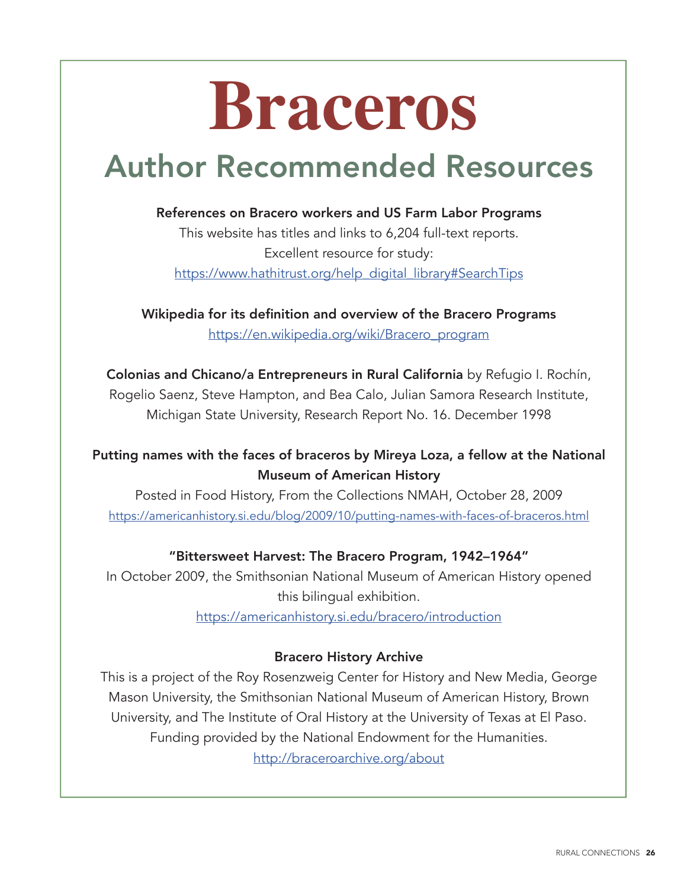# Braceros

## Author Recommended Resources

**References on Bracero workers and US Farm Labor Programs**
This website has titles and links to 6,204 full-text reports.
Excellent resource for study:
https://www.hathitrust.org/help_digital_library#SearchTips

**Wikipedia for its definition and overview of the Bracero Programs**
https://en.wikipedia.org/wiki/Bracero_program

**Colonias and Chicano/a Entrepreneurs in Rural California** by Refugio I. Rochín, Rogelio Saenz, Steve Hampton, and Bea Calo, Julian Samora Research Institute, Michigan State University, Research Report No. 16. December 1998

**Putting names with the faces of braceros by Mireya Loza, a fellow at the National Museum of American History**
Posted in Food History, From the Collections NMAH, October 28, 2009
https://americanhistory.si.edu/blog/2009/10/putting-names-with-faces-of-braceros.html

**"Bittersweet Harvest: The Bracero Program, 1942–1964"**
In October 2009, the Smithsonian National Museum of American History opened this bilingual exhibition.
https://americanhistory.si.edu/bracero/introduction

**Bracero History Archive**
This is a project of the Roy Rosenzweig Center for History and New Media, George Mason University, the Smithsonian National Museum of American History, Brown University, and The Institute of Oral History at the University of Texas at El Paso. Funding provided by the National Endowment for the Humanities.
http://braceroarchive.org/about